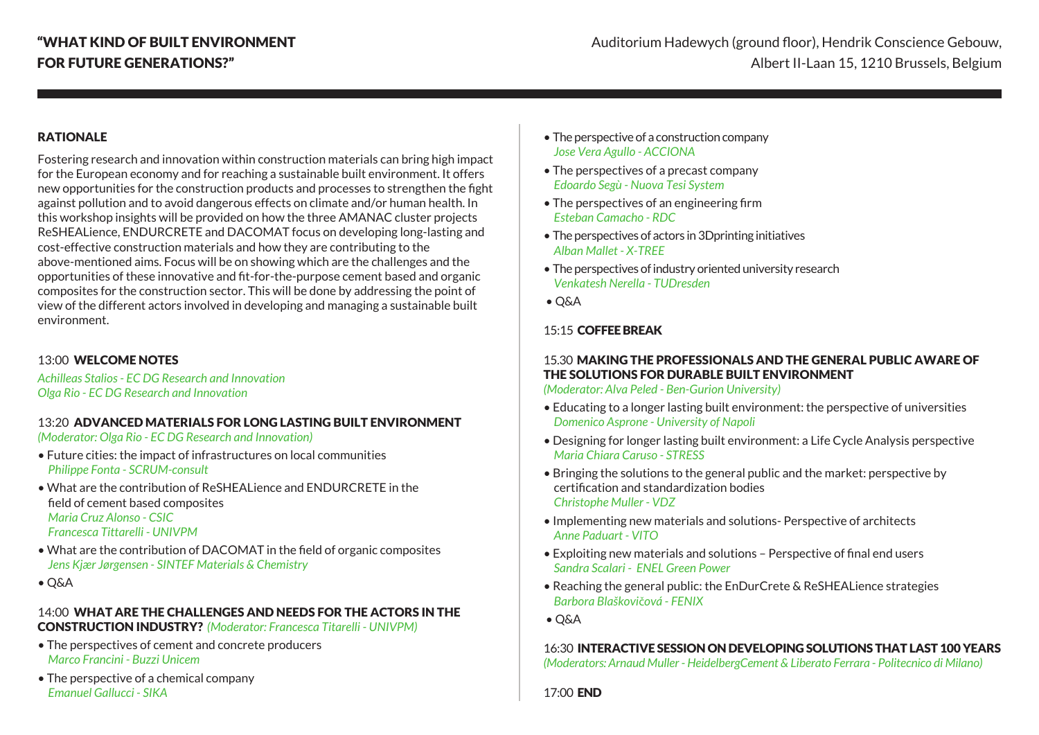# "WHAT KIND OF BUILT ENVIRONMENT FOR FUTURE GENERATIONS?"

Auditorium Hadewych (ground floor), Hendrik Conscience Gebouw, Albert II-Laan 15, 1210 Brussels, Belgium

## RATIONALE

Fostering research and innovation within construction materials can bring high impact for the European economy and for reaching a sustainable built environment. It offers new opportunities for the construction products and processes to strengthen the fight against pollution and to avoid dangerous effects on climate and/or human health. In this workshop insights will be provided on how the three AMANAC cluster projects ReSHEALience, ENDURCRETE and DACOMAT focus on developing long-lasting and cost-effective construction materials and how they are contributing to the above-mentioned aims. Focus will be on showing which are the challenges and the opportunities of these innovative and fit-for-the-purpose cement based and organic composites for the construction sector. This will be done by addressing the point of view of the different actors involved in developing and managing a sustainable built environment.

### 13:00 WELCOME NOTES

*Achilleas Stalios - EC DG Research and Innovation*
*Olga Rio - EC DG Research and Innovation*

### 13:20 ADVANCED MATERIALS FOR LONG LASTING BUILT ENVIRONMENT

*(Moderator: Olga Rio - EC DG Research and Innovation)*

- Future cities: the impact of infrastructures on local communities
  *Philippe Fonta - SCRUM-consult*
- What are the contribution of ReSHEALience and ENDURCRETE in the field of cement based composites
  *Maria Cruz Alonso - CSIC*
  *Francesca Tittarelli - UNIVPM*
- What are the contribution of DACOMAT in the field of organic composites
  *Jens Kjær Jørgensen - SINTEF Materials & Chemistry*
- Q&A

### 14:00 WHAT ARE THE CHALLENGES AND NEEDS FOR THE ACTORS IN THE CONSTRUCTION INDUSTRY? *(Moderator: Francesca Titarelli - UNIVPM)*

- The perspectives of cement and concrete producers
  *Marco Francini - Buzzi Unicem*
- The perspective of a chemical company
  *Emanuel Gallucci - SIKA*
- The perspective of a construction company
  *Jose Vera Agullo - ACCIONA*
- The perspectives of a precast company
  *Edoardo Segù - Nuova Tesi System*
- The perspectives of an engineering firm
  *Esteban Camacho - RDC*
- The perspectives of actors in 3Dprinting initiatives
  *Alban Mallet - X-TREE*
- The perspectives of industry oriented university research
  *Venkatesh Nerella - TUDresden*
- Q&A

### 15:15 COFFEE BREAK

### 15.30 MAKING THE PROFESSIONALS AND THE GENERAL PUBLIC AWARE OF THE SOLUTIONS FOR DURABLE BUILT ENVIRONMENT

*(Moderator: Alva Peled - Ben-Gurion University)*

- Educating to a longer lasting built environment: the perspective of universities
  *Domenico Asprone - University of Napoli*
- Designing for longer lasting built environment: a Life Cycle Analysis perspective
  *Maria Chiara Caruso - STRESS*
- Bringing the solutions to the general public and the market: perspective by certification and standardization bodies
  *Christophe Muller - VDZ*
- Implementing new materials and solutions- Perspective of architects
  *Anne Paduart - VITO*
- Exploiting new materials and solutions – Perspective of final end users
  *Sandra Scalari - ENEL Green Power*
- Reaching the general public: the EnDurCrete & ReSHEALience strategies
  *Barbora Blaškovičová - FENIX*
- Q&A

### 16:30 INTERACTIVE SESSION ON DEVELOPING SOLUTIONS THAT LAST 100 YEARS

*(Moderators: Arnaud Muller - HeidelbergCement & Liberato Ferrara - Politecnico di Milano)*

### 17:00 END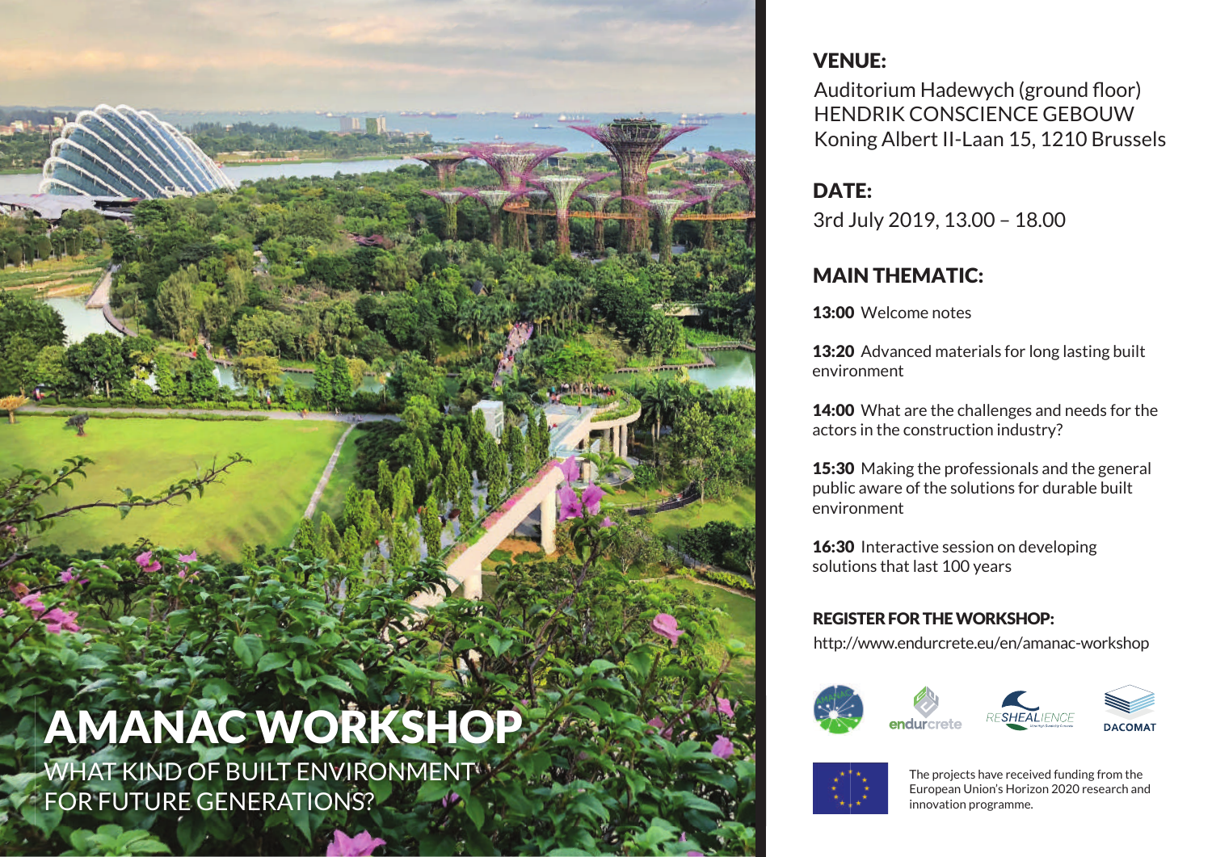# AMANAC WORKSHOP

WHAT KIND OF BUILT ENVIRONMENT FOR FUTURE GENERATIONS?

## VENUE:

Auditorium Hadewych (ground floor)
HENDRIK CONSCIENCE GEBOUW
Koning Albert II-Laan 15, 1210 Brussels

## DATE:

3rd July 2019, 13.00 – 18.00

## MAIN THEMATIC:

**13:00** Welcome notes

**13:20** Advanced materials for long lasting built environment

**14:00** What are the challenges and needs for the actors in the construction industry?

**15:30** Making the professionals and the general public aware of the solutions for durable built environment

**16:30** Interactive session on developing solutions that last 100 years

### REGISTER FOR THE WORKSHOP:

http://www.endurcrete.eu/en/amanac-workshop

endurcrete RESHEALIENCE DACOMAT

The projects have received funding from the European Union's Horizon 2020 research and innovation programme.